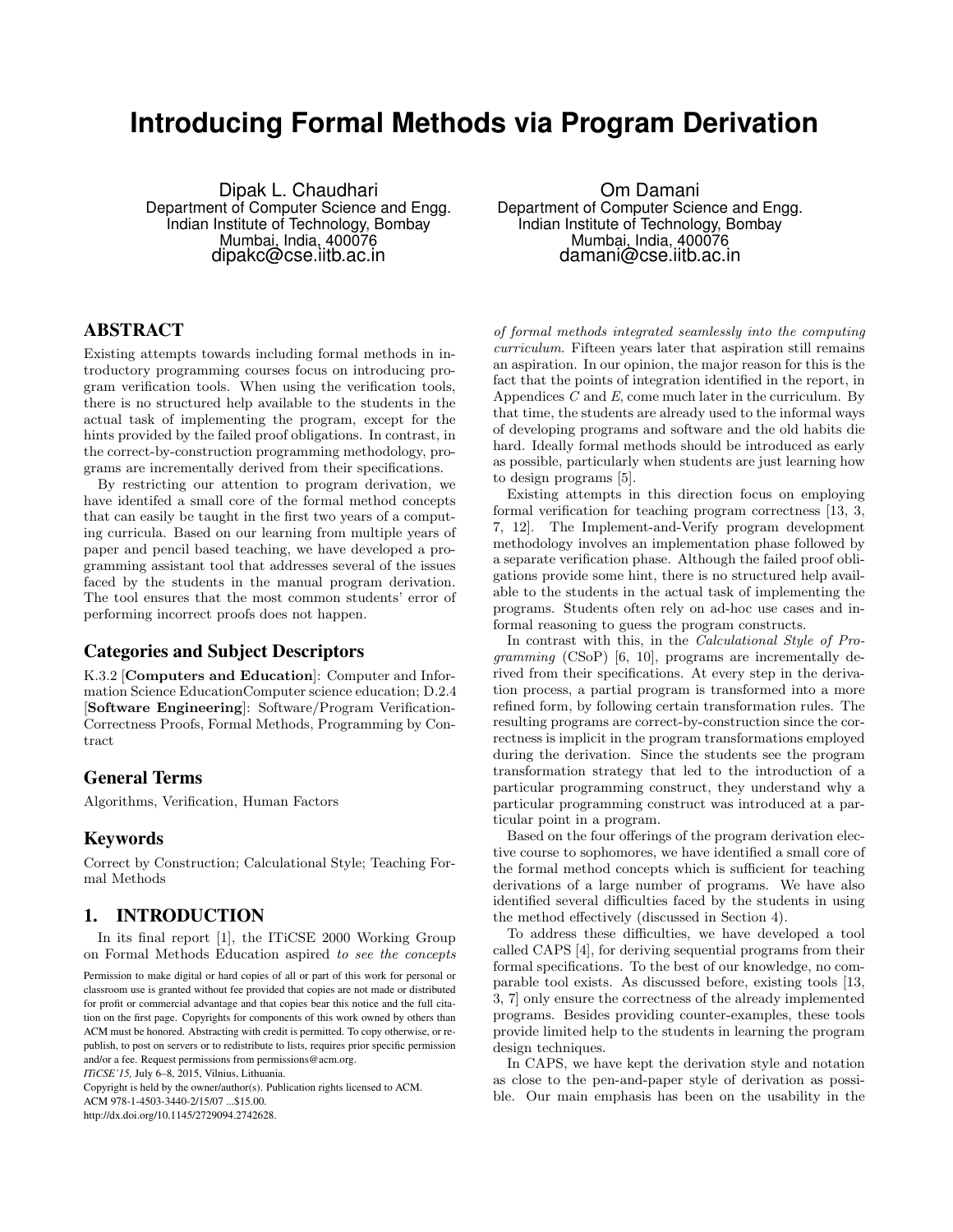# Introducing Formal Methods via Program Derivation

Dipak L. Chaudhari
Department of Computer Science and Engg.
Indian Institute of Technology, Bombay
Mumbai, India, 400076
dipakc@cse.iitb.ac.in

Om Damani
Department of Computer Science and Engg.
Indian Institute of Technology, Bombay
Mumbai, India, 400076
damani@cse.iitb.ac.in

## ABSTRACT

Existing attempts towards including formal methods in introductory programming courses focus on introducing program verification tools. When using the verification tools, there is no structured help available to the students in the actual task of implementing the program, except for the hints provided by the failed proof obligations. In contrast, in the correct-by-construction programming methodology, programs are incrementally derived from their specifications.

By restricting our attention to program derivation, we have identifed a small core of the formal method concepts that can easily be taught in the first two years of a computing curricula. Based on our learning from multiple years of paper and pencil based teaching, we have developed a programming assistant tool that addresses several of the issues faced by the students in the manual program derivation. The tool ensures that the most common students' error of performing incorrect proofs does not happen.

### Categories and Subject Descriptors

K.3.2 [**Computers and Education**]: Computer and Information Science EducationComputer science education; D.2.4 [**Software Engineering**]: Software/Program Verification-Correctness Proofs, Formal Methods, Programming by Contract

### General Terms

Algorithms, Verification, Human Factors

### Keywords

Correct by Construction; Calculational Style; Teaching Formal Methods

## 1. INTRODUCTION

In its final report [1], the ITiCSE 2000 Working Group on Formal Methods Education aspired *to see the concepts of formal methods integrated seamlessly into the computing curriculum*. Fifteen years later that aspiration still remains an aspiration. In our opinion, the major reason for this is the fact that the points of integration identified in the report, in Appendices $C$ and $E$, come much later in the curriculum. By that time, the students are already used to the informal ways of developing programs and software and the old habits die hard. Ideally formal methods should be introduced as early as possible, particularly when students are just learning how to design programs [5].

Existing attempts in this direction focus on employing formal verification for teaching program correctness [13, 3, 7, 12]. The Implement-and-Verify program development methodology involves an implementation phase followed by a separate verification phase. Although the failed proof obligations provide some hint, there is no structured help available to the students in the actual task of implementing the programs. Students often rely on ad-hoc use cases and informal reasoning to guess the program constructs.

In contrast with this, in the *Calculational Style of Programming* (CSoP) [6, 10], programs are incrementally derived from their specifications. At every step in the derivation process, a partial program is transformed into a more refined form, by following certain transformation rules. The resulting programs are correct-by-construction since the correctness is implicit in the program transformations employed during the derivation. Since the students see the program transformation strategy that led to the introduction of a particular programming construct, they understand why a particular programming construct was introduced at a particular point in a program.

Based on the four offerings of the program derivation elective course to sophomores, we have identified a small core of the formal method concepts which is sufficient for teaching derivations of a large number of programs. We have also identified several difficulties faced by the students in using the method effectively (discussed in Section 4).

To address these difficulties, we have developed a tool called CAPS [4], for deriving sequential programs from their formal specifications. To the best of our knowledge, no comparable tool exists. As discussed before, existing tools [13, 3, 7] only ensure the correctness of the already implemented programs. Besides providing counter-examples, these tools provide limited help to the students in learning the program design techniques.

In CAPS, we have kept the derivation style and notation as close to the pen-and-paper style of derivation as possible. Our main emphasis has been on the usability in the

Permission to make digital or hard copies of all or part of this work for personal or classroom use is granted without fee provided that copies are not made or distributed for profit or commercial advantage and that copies bear this notice and the full citation on the first page. Copyrights for components of this work owned by others than ACM must be honored. Abstracting with credit is permitted. To copy otherwise, or republish, to post on servers or to redistribute to lists, requires prior specific permission and/or a fee. Request permissions from permissions@acm.org.
*ITiCSE'15,* July 6–8, 2015, Vilnius, Lithuania.
Copyright is held by the owner/author(s). Publication rights licensed to ACM.
ACM 978-1-4503-3440-2/15/07 ...$15.00.
http://dx.doi.org/10.1145/2729094.2742628.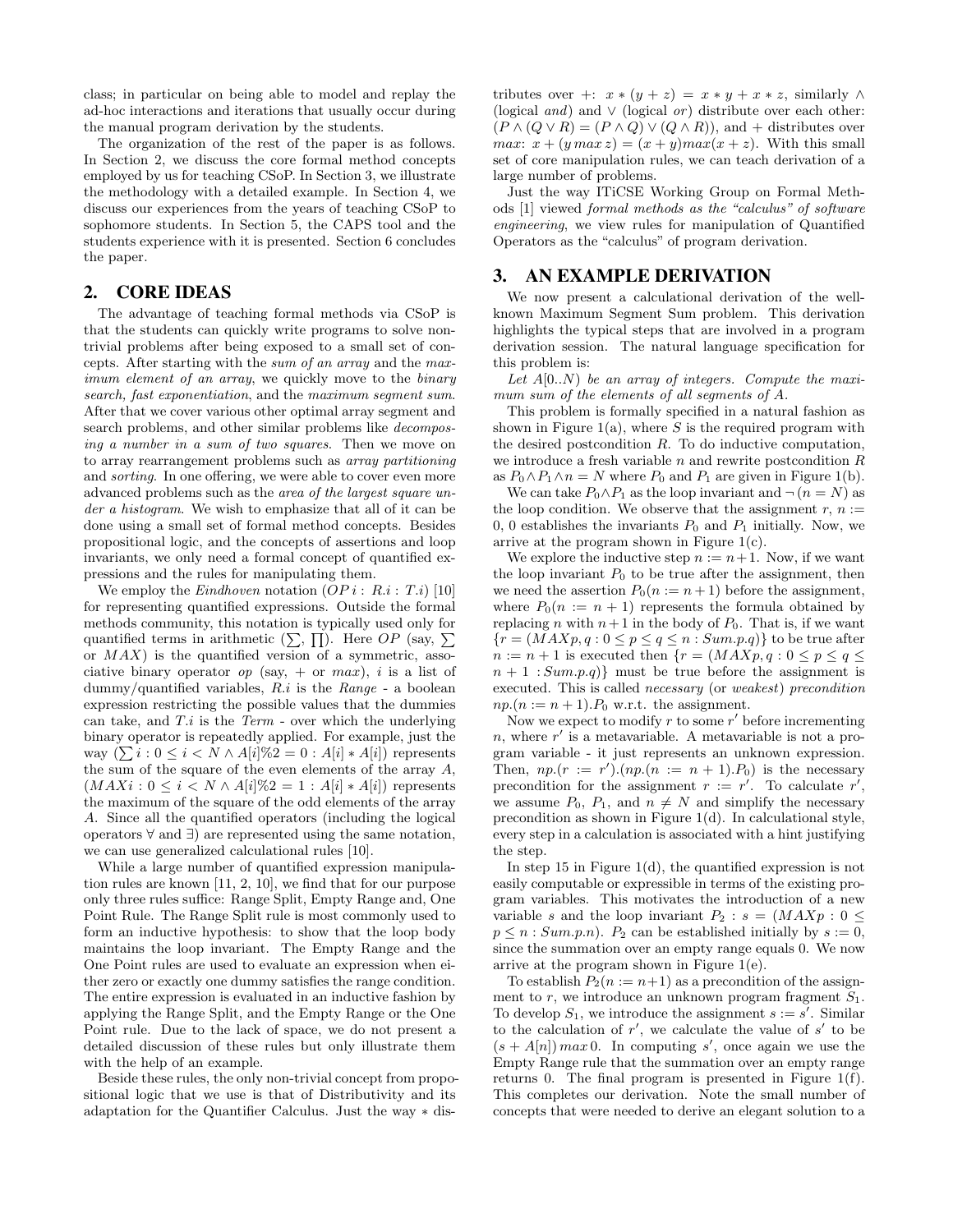class; in particular on being able to model and replay the ad-hoc interactions and iterations that usually occur during the manual program derivation by the students.

The organization of the rest of the paper is as follows. In Section 2, we discuss the core formal method concepts employed by us for teaching CSoP. In Section 3, we illustrate the methodology with a detailed example. In Section 4, we discuss our experiences from the years of teaching CSoP to sophomore students. In Section 5, the CAPS tool and the students experience with it is presented. Section 6 concludes the paper.

## 2. CORE IDEAS

The advantage of teaching formal methods via CSoP is that the students can quickly write programs to solve nontrivial problems after being exposed to a small set of concepts. After starting with the *sum of an array* and the *maximum element of an array*, we quickly move to the *binary search, fast exponentiation*, and the *maximum segment sum*. After that we cover various other optimal array segment and search problems, and other similar problems like *decomposing a number in a sum of two squares*. Then we move on to array rearrangement problems such as *array partitioning* and *sorting*. In one offering, we were able to cover even more advanced problems such as the *area of the largest square under a histogram*. We wish to emphasize that all of it can be done using a small set of formal method concepts. Besides propositional logic, and the concepts of assertions and loop invariants, we only need a formal concept of quantified expressions and the rules for manipulating them.

We employ the *Eindhoven* notation $(OP\, i : R.i : T.i)$ [10] for representing quantified expressions. Outside the formal methods community, this notation is typically used only for quantified terms in arithmetic ($\sum$, $\prod$). Here $OP$ (say, $\sum$ or $MAX$) is the quantified version of a symmetric, associative binary operator $op$ (say, $+$ or $max$), $i$ is a list of dummy/quantified variables, $R.i$ is the *Range* - a boolean expression restricting the possible values that the dummies can take, and $T.i$ is the *Term* - over which the underlying binary operator is repeatedly applied. For example, just the way $(\sum i : 0 \le i < N \wedge A[i]\%2 = 0 : A[i] * A[i])$ represents the sum of the square of the even elements of the array $A$, $(MAX i : 0 \le i < N \wedge A[i]\%2 = 1 : A[i] * A[i])$ represents the maximum of the square of the odd elements of the array $A$. Since all the quantified operators (including the logical operators $\forall$ and $\exists$) are represented using the same notation, we can use generalized calculational rules [10].

While a large number of quantified expression manipulation rules are known [11, 2, 10], we find that for our purpose only three rules suffice: Range Split, Empty Range and, One Point Rule. The Range Split rule is most commonly used to form an inductive hypothesis: to show that the loop body maintains the loop invariant. The Empty Range and the One Point rules are used to evaluate an expression when either zero or exactly one dummy satisfies the range condition. The entire expression is evaluated in an inductive fashion by applying the Range Split, and the Empty Range or the One Point rule. Due to the lack of space, we do not present a detailed discussion of these rules but only illustrate them with the help of an example.

Beside these rules, the only non-trivial concept from propositional logic that we use is that of Distributivity and its adaptation for the Quantifier Calculus. Just the way $*$ distributes over $+$: $x * (y + z) = x * y + x * z$, similarly $\wedge$ (logical *and*) and $\vee$ (logical *or*) distribute over each other: $(P \wedge (Q \vee R) = (P \wedge Q) \vee (Q \wedge R))$, and $+$ distributes over $max$: $x + (y\, max\, z) = (x + y) max(x + z)$. With this small set of core manipulation rules, we can teach derivation of a large number of problems.

Just the way ITiCSE Working Group on Formal Methods [1] viewed *formal methods as the "calculus" of software engineering*, we view rules for manipulation of Quantified Operators as the "calculus" of program derivation.

## 3. AN EXAMPLE DERIVATION

We now present a calculational derivation of the well-known Maximum Segment Sum problem. This derivation highlights the typical steps that are involved in a program derivation session. The natural language specification for this problem is:

*Let $A[0..N)$ be an array of integers. Compute the maximum sum of the elements of all segments of $A$.*

This problem is formally specified in a natural fashion as shown in Figure 1(a), where $S$ is the required program with the desired postcondition $R$. To do inductive computation, we introduce a fresh variable $n$ and rewrite postcondition $R$ as $P_0 \wedge P_1 \wedge n = N$ where $P_0$ and $P_1$ are given in Figure 1(b).

We can take $P_0 \wedge P_1$ as the loop invariant and $\neg (n = N)$ as the loop condition. We observe that the assignment $r, n := 0, 0$ establishes the invariants $P_0$ and $P_1$ initially. Now, we arrive at the program shown in Figure 1(c).

We explore the inductive step $n := n+1$. Now, if we want the loop invariant $P_0$ to be true after the assignment, then we need the assertion $P_0(n := n+1)$ before the assignment, where $P_0(n := n+1)$ represents the formula obtained by replacing $n$ with $n+1$ in the body of $P_0$. That is, if we want $\{r = (MAX p, q : 0 \le p \le q \le n : Sum.p.q)\}$ to be true after $n := n+1$ is executed then $\{r = (MAX p, q : 0 \le p \le q \le n+1 : Sum.p.q)\}$ must be true before the assignment is executed. This is called *necessary* (or *weakest*) *precondition* $np.(n := n+1).P_0$ w.r.t. the assignment.

Now we expect to modify $r$ to some $r'$ before incrementing $n$, where $r'$ is a metavariable. A metavariable is not a program variable - it just represents an unknown expression. Then, $np.(r := r').(np.(n := n+1).P_0)$ is the necessary precondition for the assignment $r := r'$. To calculate $r'$, we assume $P_0$, $P_1$, and $n \ne N$ and simplify the necessary precondition as shown in Figure 1(d). In calculational style, every step in a calculation is associated with a hint justifying the step.

In step 15 in Figure 1(d), the quantified expression is not easily computable or expressible in terms of the existing program variables. This motivates the introduction of a new variable $s$ and the loop invariant $P_2 : s = (MAX p : 0 \le p \le n : Sum.p.n)$. $P_2$ can be established initially by $s := 0$, since the summation over an empty range equals 0. We now arrive at the program shown in Figure 1(e).

To establish $P_2(n := n+1)$ as a precondition of the assignment to $r$, we introduce an unknown program fragment $S_1$. To develop $S_1$, we introduce the assignment $s := s'$. Similar to the calculation of $r'$, we calculate the value of $s'$ to be $(s + A[n])\, max\, 0$. In computing $s'$, once again we use the Empty Range rule that the summation over an empty range returns 0. The final program is presented in Figure 1(f). This completes our derivation. Note the small number of concepts that were needed to derive an elegant solution to a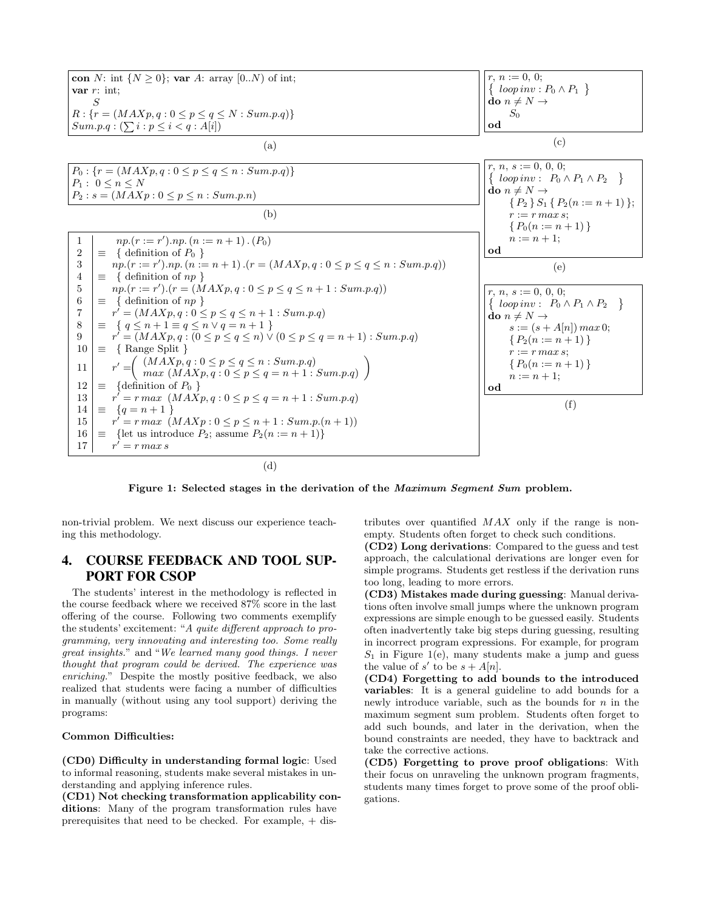**con** $N$: int $\{N \geq 0\}$; **var** $A$: array $[0..N)$ of int;
**var** $r$: int;
$S$
$R : \{r = (MAXp, q : 0 \leq p \leq q \leq N : Sum.p.q)\}$
$Sum.p.q : (\sum i : p \leq i < q : A[i])$

(a)

$P_0 : \{r = (MAXp, q : 0 \leq p \leq q \leq n : Sum.p.q)\}$
$P_1 : 0 \leq n \leq N$
$P_2 : s = (MAXp : 0 \leq p \leq n : Sum.p.n)$

(b)

| | |
|---|---|
| 1 | $np.(r := r').np.(n := n+1).(P_0)$ |
| 2 | $\equiv$ { definition of $P_0$ } |
| 3 | $np.(r := r').np.(n := n+1).(r = (MAXp, q : 0 \leq p \leq q \leq n : Sum.p.q))$ |
| 4 | $\equiv$ { definition of $np$ } |
| 5 | $np.(r := r').(r = (MAXp, q : 0 \leq p \leq q \leq n+1 : Sum.p.q))$ |
| 6 | $\equiv$ { definition of $np$ } |
| 7 | $r' = (MAXp, q : 0 \leq p \leq q \leq n+1 : Sum.p.q)$ |
| 8 | $\equiv$ { $q \leq n+1 \equiv q \leq n \vee q = n+1$ } |
| 9 | $r' = (MAXp, q : (0 \leq p \leq q \leq n) \vee (0 \leq p \leq q = n+1) : Sum.p.q)$ |
| 10 | $\equiv$ { Range Split } |
| 11 | $r' = \left( \begin{array}{l} (MAXp, q : 0 \leq p \leq q \leq n : Sum.p.q) \\ max\ (MAXp, q : 0 \leq p \leq q = n+1 : Sum.p.q) \end{array} \right)$ |
| 12 | $\equiv$ {definition of $P_0$ } |
| 13 | $r' = r\ max\ (MAXp, q : 0 \leq p \leq q = n+1 : Sum.p.q)$ |
| 14 | $\equiv$ $\{q = n+1\}$ |
| 15 | $r' = r\ max\ (MAXp : 0 \leq p \leq n+1 : Sum.p.(n+1))$ |
| 16 | $\equiv$ {let us introduce $P_2$; assume $P_2(n := n+1)$} |
| 17 | $r' = r\ max\ s$ |

(d)

```
r, n := 0, 0;
{ loopinv : P0 ∧ P1 }
do n ≠ N →
    S0
od
```

(c)

```
r, n, s := 0, 0, 0;
{ loopinv : P0 ∧ P1 ∧ P2 }
do n ≠ N →
    { P2 } S1 { P2(n := n + 1) };
    r := r max s;
    { P0(n := n + 1) }
    n := n + 1;
od
```

(e)

```
r, n, s := 0, 0, 0;
{ loopinv : P0 ∧ P1 ∧ P2 }
do n ≠ N →
    s := (s + A[n]) max 0;
    { P2(n := n + 1) }
    r := r max s;
    { P0(n := n + 1) }
    n := n + 1;
od
```

(f)

**Figure 1: Selected stages in the derivation of the *Maximum Segment Sum* problem.**

non-trivial problem. We next discuss our experience teaching this methodology.

## 4. COURSE FEEDBACK AND TOOL SUPPORT FOR CSOP

The students' interest in the methodology is reflected in the course feedback where we received 87% score in the last offering of the course. Following two comments exemplify the students' excitement: "*A quite different approach to programming, very innovating and interesting too. Some really great insights.*" and "*We learned many good things. I never thought that program could be derived. The experience was enriching.*" Despite the mostly positive feedback, we also realized that students were facing a number of difficulties in manually (without using any tool support) deriving the programs:

**Common Difficulties:**

**(CD0) Difficulty in understanding formal logic**: Used to informal reasoning, students make several mistakes in understanding and applying inference rules.

**(CD1) Not checking transformation applicability conditions**: Many of the program transformation rules have prerequisites that need to be checked. For example, + distributes over quantified $MAX$ only if the range is nonempty. Students often forget to check such conditions.

**(CD2) Long derivations**: Compared to the guess and test approach, the calculational derivations are longer even for simple programs. Students get restless if the derivation runs too long, leading to more errors.

**(CD3) Mistakes made during guessing**: Manual derivations often involve small jumps where the unknown program expressions are simple enough to be guessed easily. Students often inadvertently take big steps during guessing, resulting in incorrect program expressions. For example, for program $S_1$ in Figure 1(e), many students make a jump and guess the value of $s'$ to be $s + A[n]$.

**(CD4) Forgetting to add bounds to the introduced variables**: It is a general guideline to add bounds for a newly introduce variable, such as the bounds for $n$ in the maximum segment sum problem. Students often forget to add such bounds, and later in the derivation, when the bound constraints are needed, they have to backtrack and take the corrective actions.

**(CD5) Forgetting to prove proof obligations**: With their focus on unraveling the unknown program fragments, students many times forget to prove some of the proof obligations.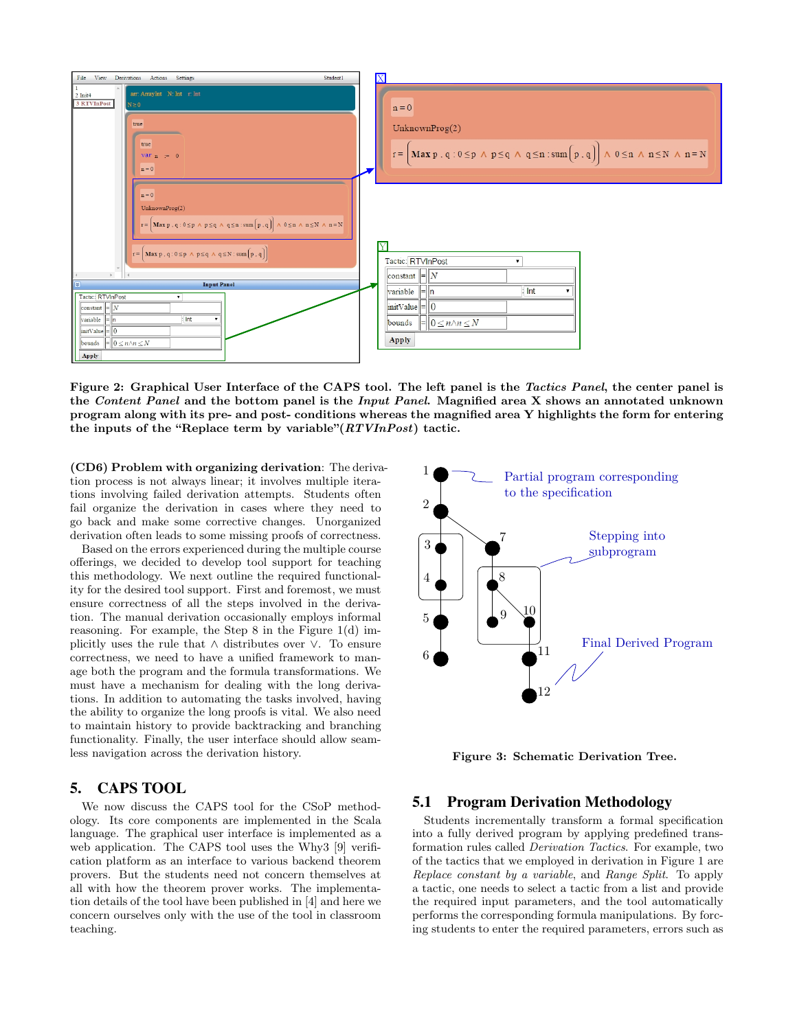**Figure 2: Graphical User Interface of the CAPS tool. The left panel is the *Tactics Panel*, the center panel is the *Content Panel* and the bottom panel is the *Input Panel*. Magnified area X shows an annotated unknown program along with its pre- and post- conditions whereas the magnified area Y highlights the form for entering the inputs of the "Replace term by variable"(*RTVInPost*) tactic.**

**(CD6) Problem with organizing derivation**: The derivation process is not always linear; it involves multiple iterations involving failed derivation attempts. Students often fail organize the derivation in cases where they need to go back and make some corrective changes. Unorganized derivation often leads to some missing proofs of correctness.

Based on the errors experienced during the multiple course offerings, we decided to develop tool support for teaching this methodology. We next outline the required functionality for the desired tool support. First and foremost, we must ensure correctness of all the steps involved in the derivation. The manual derivation occasionally employs informal reasoning. For example, the Step 8 in the Figure 1(d) implicitly uses the rule that $\wedge$ distributes over $\vee$. To ensure correctness, we need to have a unified framework to manage both the program and the formula transformations. We must have a mechanism for dealing with the long derivations. In addition to automating the tasks involved, having the ability to organize the long proofs is vital. We also need to maintain history to provide backtracking and branching functionality. Finally, the user interface should allow seamless navigation across the derivation history.

## 5. CAPS TOOL

We now discuss the CAPS tool for the CSoP methodology. Its core components are implemented in the Scala language. The graphical user interface is implemented as a web application. The CAPS tool uses the Why3 [9] verification platform as an interface to various backend theorem provers. But the students need not concern themselves at all with how the theorem prover works. The implementation details of the tool have been published in [4] and here we concern ourselves only with the use of the tool in classroom teaching.

**Figure 3: Schematic Derivation Tree.**

### 5.1 Program Derivation Methodology

Students incrementally transform a formal specification into a fully derived program by applying predefined transformation rules called *Derivation Tactics*. For example, two of the tactics that we employed in derivation in Figure 1 are *Replace constant by a variable*, and *Range Split*. To apply a tactic, one needs to select a tactic from a list and provide the required input parameters, and the tool automatically performs the corresponding formula manipulations. By forcing students to enter the required parameters, errors such as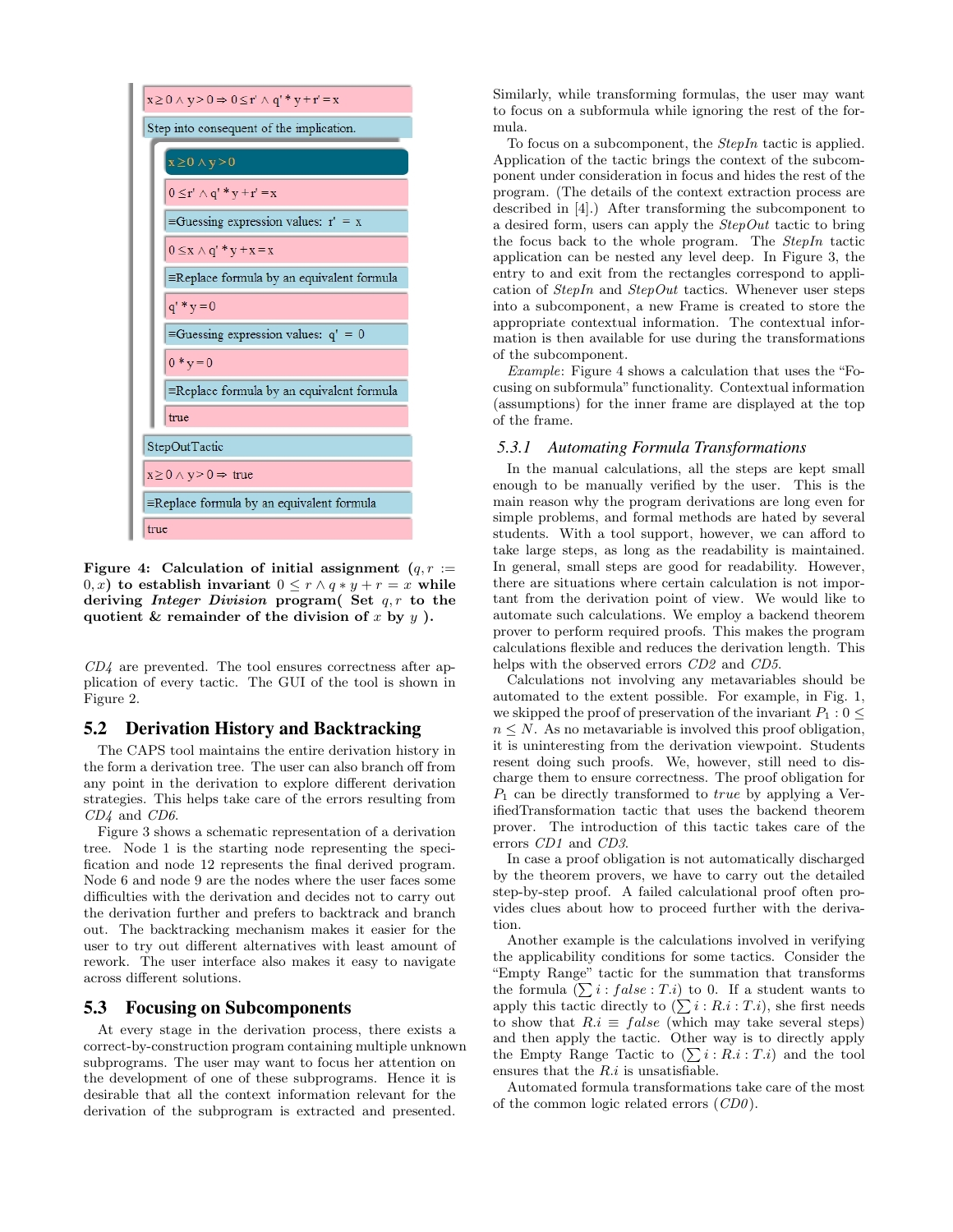$x \geq 0 \wedge y > 0 \Rightarrow 0 \leq r' \wedge q' * y + r' = x$

Step into consequent of the implication.

$x \geq 0 \wedge y > 0$

$0 \leq r' \wedge q' * y + r' = x$

≡Guessing expression values: $r' = x$

$0 \leq x \wedge q' * y + x = x$

≡Replace formula by an equivalent formula

$q' * y = 0$

≡Guessing expression values: $q' = 0$

$0 * y = 0$

≡Replace formula by an equivalent formula

true

StepOutTactic

$x \geq 0 \wedge y > 0 \Rightarrow$ true

≡Replace formula by an equivalent formula

true

**Figure 4: Calculation of initial assignment ($q, r := 0, x$) to establish invariant $0 \leq r \wedge q * y + r = x$ while deriving *Integer Division* program( Set $q, r$ to the quotient & remainder of the division of $x$ by $y$ ).**

*CD4* are prevented. The tool ensures correctness after application of every tactic. The GUI of the tool is shown in Figure 2.

## 5.2 Derivation History and Backtracking

The CAPS tool maintains the entire derivation history in the form a derivation tree. The user can also branch off from any point in the derivation to explore different derivation strategies. This helps take care of the errors resulting from *CD4* and *CD6*.

Figure 3 shows a schematic representation of a derivation tree. Node 1 is the starting node representing the specification and node 12 represents the final derived program. Node 6 and node 9 are the nodes where the user faces some difficulties with the derivation and decides not to carry out the derivation further and prefers to backtrack and branch out. The backtracking mechanism makes it easier for the user to try out different alternatives with least amount of rework. The user interface also makes it easy to navigate across different solutions.

## 5.3 Focusing on Subcomponents

At every stage in the derivation process, there exists a correct-by-construction program containing multiple unknown subprograms. The user may want to focus her attention on the development of one of these subprograms. Hence it is desirable that all the context information relevant for the derivation of the subprogram is extracted and presented. Similarly, while transforming formulas, the user may want to focus on a subformula while ignoring the rest of the formula.

To focus on a subcomponent, the *StepIn* tactic is applied. Application of the tactic brings the context of the subcomponent under consideration in focus and hides the rest of the program. (The details of the context extraction process are described in [4].) After transforming the subcomponent to a desired form, users can apply the *StepOut* tactic to bring the focus back to the whole program. The *StepIn* tactic application can be nested any level deep. In Figure 3, the entry to and exit from the rectangles correspond to application of *StepIn* and *StepOut* tactics. Whenever user steps into a subcomponent, a new Frame is created to store the appropriate contextual information. The contextual information is then available for use during the transformations of the subcomponent.

*Example*: Figure 4 shows a calculation that uses the "Focusing on subformula" functionality. Contextual information (assumptions) for the inner frame are displayed at the top of the frame.

### 5.3.1 Automating Formula Transformations

In the manual calculations, all the steps are kept small enough to be manually verified by the user. This is the main reason why the program derivations are long even for simple problems, and formal methods are hated by several students. With a tool support, however, we can afford to take large steps, as long as the readability is maintained. In general, small steps are good for readability. However, there are situations where certain calculation is not important from the derivation point of view. We would like to automate such calculations. We employ a backend theorem prover to perform required proofs. This makes the program calculations flexible and reduces the derivation length. This helps with the observed errors *CD2* and *CD5*.

Calculations not involving any metavariables should be automated to the extent possible. For example, in Fig. 1, we skipped the proof of preservation of the invariant $P_1 : 0 \leq n \leq N$. As no metavariable is involved this proof obligation, it is uninteresting from the derivation viewpoint. Students resent doing such proofs. We, however, still need to discharge them to ensure correctness. The proof obligation for $P_1$ can be directly transformed to *true* by applying a VerifiedTransformation tactic that uses the backend theorem prover. The introduction of this tactic takes care of the errors *CD1* and *CD3*.

In case a proof obligation is not automatically discharged by the theorem provers, we have to carry out the detailed step-by-step proof. A failed calculational proof often provides clues about how to proceed further with the derivation.

Another example is the calculations involved in verifying the applicability conditions for some tactics. Consider the "Empty Range" tactic for the summation that transforms the formula $(\sum i : false : T.i)$ to 0. If a student wants to apply this tactic directly to $(\sum i : R.i : T.i)$, she first needs to show that $R.i \equiv false$ (which may take several steps) and then apply the tactic. Other way is to directly apply the Empty Range Tactic to $(\sum i : R.i : T.i)$ and the tool ensures that the $R.i$ is unsatisfiable.

Automated formula transformations take care of the most of the common logic related errors (*CD0*).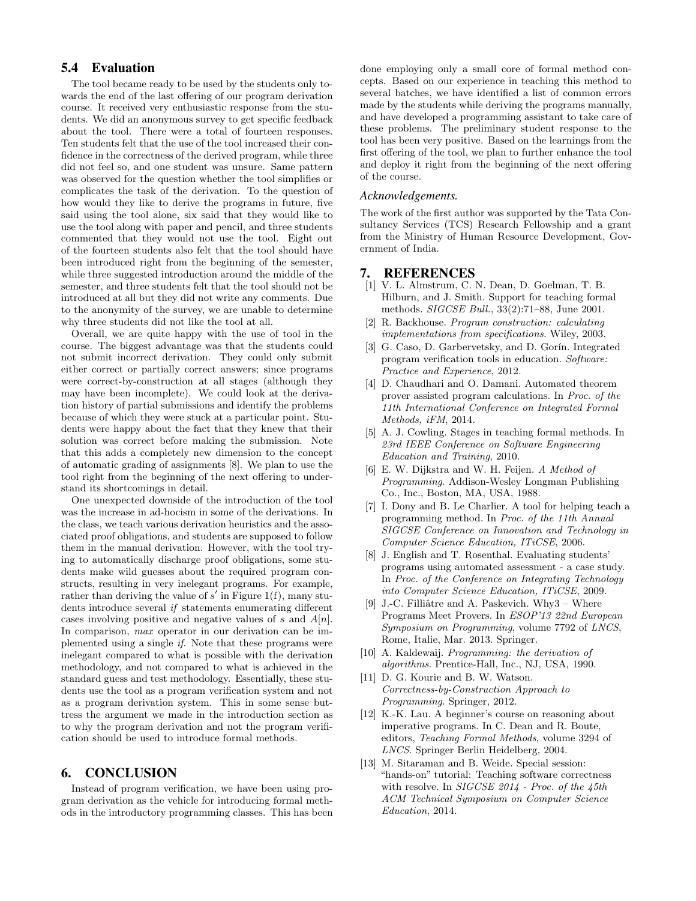## 5.4 Evaluation

The tool became ready to be used by the students only towards the end of the last offering of our program derivation course. It received very enthusiastic response from the students. We did an anonymous survey to get specific feedback about the tool. There were a total of fourteen responses. Ten students felt that the use of the tool increased their confidence in the correctness of the derived program, while three did not feel so, and one student was unsure. Same pattern was observed for the question whether the tool simplifies or complicates the task of the derivation. To the question of how would they like to derive the programs in future, five said using the tool alone, six said that they would like to use the tool along with paper and pencil, and three students commented that they would not use the tool. Eight out of the fourteen students also felt that the tool should have been introduced right from the beginning of the semester, while three suggested introduction around the middle of the semester, and three students felt that the tool should not be introduced at all but they did not write any comments. Due to the anonymity of the survey, we are unable to determine why three students did not like the tool at all.

Overall, we are quite happy with the use of tool in the course. The biggest advantage was that the students could not submit incorrect derivation. They could only submit either correct or partially correct answers; since programs were correct-by-construction at all stages (although they may have been incomplete). We could look at the derivation history of partial submissions and identify the problems because of which they were stuck at a particular point. Students were happy about the fact that they knew that their solution was correct before making the submission. Note that this adds a completely new dimension to the concept of automatic grading of assignments [8]. We plan to use the tool right from the beginning of the next offering to understand its shortcomings in detail.

One unexpected downside of the introduction of the tool was the increase in ad-hocism in some of the derivations. In the class, we teach various derivation heuristics and the associated proof obligations, and students are supposed to follow them in the manual derivation. However, with the tool trying to automatically discharge proof obligations, some students make wild guesses about the required program constructs, resulting in very inelegant programs. For example, rather than deriving the value of $s'$ in Figure 1(f), many students introduce several *if* statements enumerating different cases involving positive and negative values of $s$ and $A[n]$. In comparison, *max* operator in our derivation can be implemented using a single *if*. Note that these programs were inelegant compared to what is possible with the derivation methodology, and not compared to what is achieved in the standard guess and test methodology. Essentially, these students use the tool as a program verification system and not as a program derivation system. This in some sense buttress the argument we made in the introduction section as to why the program derivation and not the program verification should be used to introduce formal methods.

# 6. CONCLUSION

Instead of program verification, we have been using program derivation as the vehicle for introducing formal methods in the introductory programming classes. This has been done employing only a small core of formal method concepts. Based on our experience in teaching this method to several batches, we have identified a list of common errors made by the students while deriving the programs manually, and have developed a programming assistant to take care of these problems. The preliminary student response to the tool has been very positive. Based on the learnings from the first offering of the tool, we plan to further enhance the tool and deploy it right from the beginning of the next offering of the course.

### *Acknowledgements.*

The work of the first author was supported by the Tata Consultancy Services (TCS) Research Fellowship and a grant from the Ministry of Human Resource Development, Government of India.

# 7. REFERENCES

[1] V. L. Almstrum, C. N. Dean, D. Goelman, T. B. Hilburn, and J. Smith. Support for teaching formal methods. *SIGCSE Bull.*, 33(2):71–88, June 2001.

[2] R. Backhouse. *Program construction: calculating implementations from specifications*. Wiley, 2003.

[3] G. Caso, D. Garbervetsky, and D. Gorín. Integrated program verification tools in education. *Software: Practice and Experience*, 2012.

[4] D. Chaudhari and O. Damani. Automated theorem prover assisted program calculations. In *Proc. of the 11th International Conference on Integrated Formal Methods, iFM*, 2014.

[5] A. J. Cowling. Stages in teaching formal methods. In *23rd IEEE Conference on Software Engineering Education and Training*, 2010.

[6] E. W. Dijkstra and W. H. Feijen. *A Method of Programming*. Addison-Wesley Longman Publishing Co., Inc., Boston, MA, USA, 1988.

[7] I. Dony and B. Le Charlier. A tool for helping teach a programming method. In *Proc. of the 11th Annual SIGCSE Conference on Innovation and Technology in Computer Science Education, ITiCSE*, 2006.

[8] J. English and T. Rosenthal. Evaluating students' programs using automated assessment - a case study. In *Proc. of the Conference on Integrating Technology into Computer Science Education, ITiCSE*, 2009.

[9] J.-C. Filliâtre and A. Paskevich. Why3 – Where Programs Meet Provers. In *ESOP'13 22nd European Symposium on Programming*, volume 7792 of *LNCS*, Rome, Italie, Mar. 2013. Springer.

[10] A. Kaldewaij. *Programming: the derivation of algorithms*. Prentice-Hall, Inc., NJ, USA, 1990.

[11] D. G. Kourie and B. W. Watson. *Correctness-by-Construction Approach to Programming*. Springer, 2012.

[12] K.-K. Lau. A beginner's course on reasoning about imperative programs. In C. Dean and R. Boute, editors, *Teaching Formal Methods*, volume 3294 of *LNCS*. Springer Berlin Heidelberg, 2004.

[13] M. Sitaraman and B. Weide. Special session: "hands-on" tutorial: Teaching software correctness with resolve. In *SIGCSE 2014 - Proc. of the 45th ACM Technical Symposium on Computer Science Education*, 2014.